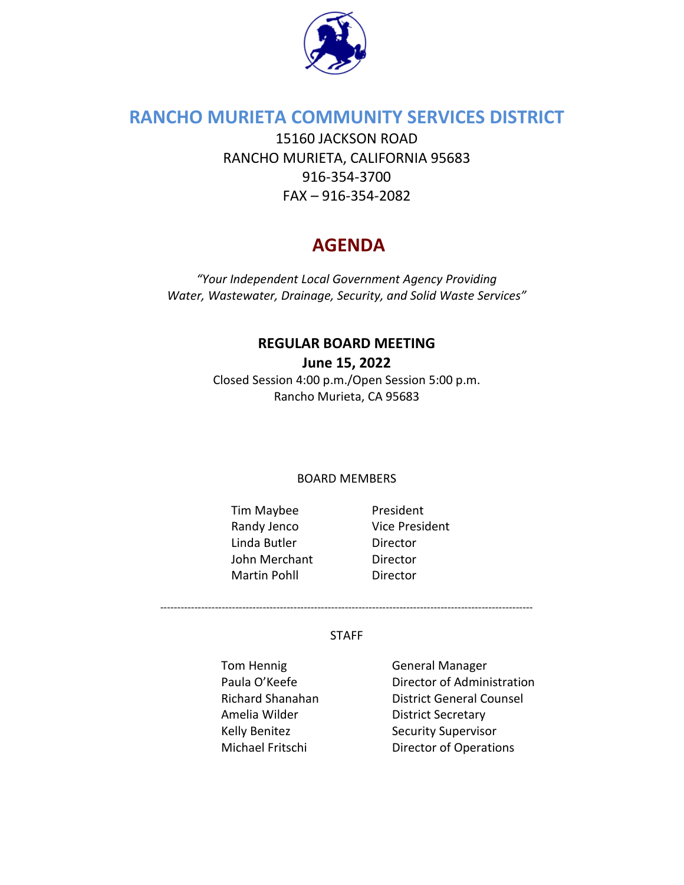# RANCHO MURIETA COMMUNITY SERVICES DISTRICT

15160 JACKSON ROAD
RANCHO MURIETA, CALIFORNIA 95683
916-354-3700
FAX – 916-354-2082

## AGENDA

*"Your Independent Local Government Agency Providing Water, Wastewater, Drainage, Security, and Solid Waste Services"*

### REGULAR BOARD MEETING

**June 15, 2022**

Closed Session 4:00 p.m./Open Session 5:00 p.m.
Rancho Murieta, CA 95683

BOARD MEMBERS

| | |
|---|---|
| Tim Maybee | President |
| Randy Jenco | Vice President |
| Linda Butler | Director |
| John Merchant | Director |
| Martin Pohll | Director |

---

STAFF

| | |
|---|---|
| Tom Hennig | General Manager |
| Paula O'Keefe | Director of Administration |
| Richard Shanahan | District General Counsel |
| Amelia Wilder | District Secretary |
| Kelly Benitez | Security Supervisor |
| Michael Fritschi | Director of Operations |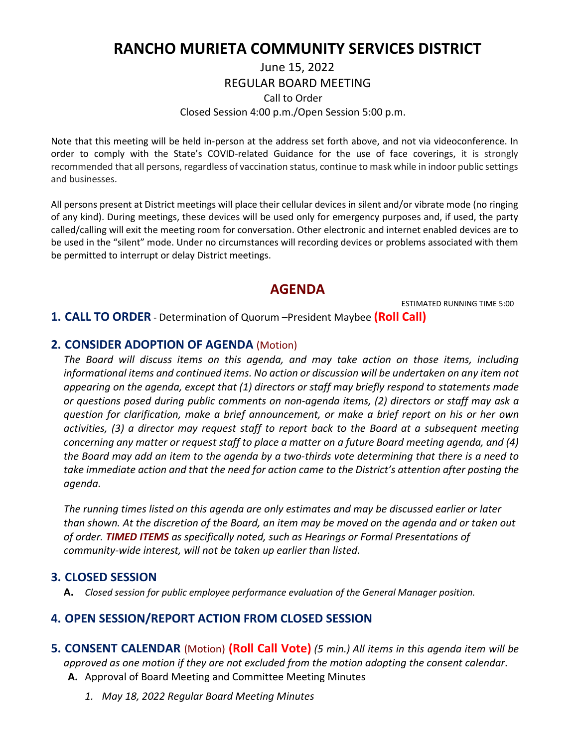# RANCHO MURIETA COMMUNITY SERVICES DISTRICT

June 15, 2022
REGULAR BOARD MEETING
Call to Order
Closed Session 4:00 p.m./Open Session 5:00 p.m.

Note that this meeting will be held in-person at the address set forth above, and not via videoconference. In order to comply with the State's COVID-related Guidance for the use of face coverings, it is strongly recommended that all persons, regardless of vaccination status, continue to mask while in indoor public settings and businesses.

All persons present at District meetings will place their cellular devices in silent and/or vibrate mode (no ringing of any kind). During meetings, these devices will be used only for emergency purposes and, if used, the party called/calling will exit the meeting room for conversation. Other electronic and internet enabled devices are to be used in the "silent" mode. Under no circumstances will recording devices or problems associated with them be permitted to interrupt or delay District meetings.

## AGENDA

ESTIMATED RUNNING TIME 5:00

### 1. CALL TO ORDER - Determination of Quorum –President Maybee **(Roll Call)**

### 2. CONSIDER ADOPTION OF AGENDA (Motion)

*The Board will discuss items on this agenda, and may take action on those items, including informational items and continued items. No action or discussion will be undertaken on any item not appearing on the agenda, except that (1) directors or staff may briefly respond to statements made or questions posed during public comments on non-agenda items, (2) directors or staff may ask a question for clarification, make a brief announcement, or make a brief report on his or her own activities, (3) a director may request staff to report back to the Board at a subsequent meeting concerning any matter or request staff to place a matter on a future Board meeting agenda, and (4) the Board may add an item to the agenda by a two-thirds vote determining that there is a need to take immediate action and that the need for action came to the District's attention after posting the agenda.*

*The running times listed on this agenda are only estimates and may be discussed earlier or later than shown. At the discretion of the Board, an item may be moved on the agenda and or taken out of order. **TIMED ITEMS** as specifically noted, such as Hearings or Formal Presentations of community-wide interest, will not be taken up earlier than listed.*

### 3. CLOSED SESSION

**A.** *Closed session for public employee performance evaluation of the General Manager position.*

### 4. OPEN SESSION/REPORT ACTION FROM CLOSED SESSION

### 5. CONSENT CALENDAR (Motion) **(Roll Call Vote)** *(5 min.) All items in this agenda item will be approved as one motion if they are not excluded from the motion adopting the consent calendar*.

**A.** Approval of Board Meeting and Committee Meeting Minutes

1. *May 18, 2022 Regular Board Meeting Minutes*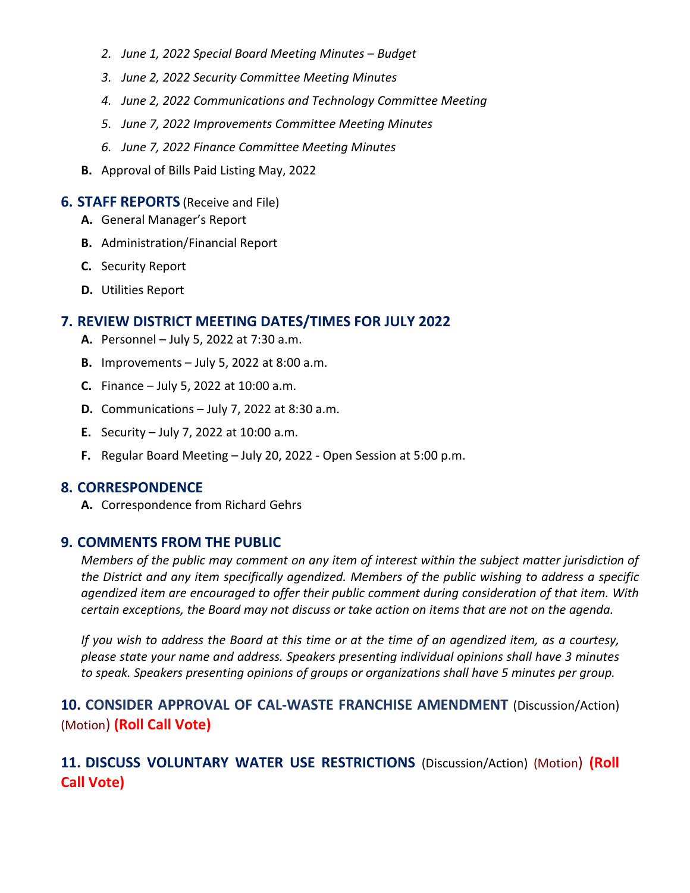2. *June 1, 2022 Special Board Meeting Minutes – Budget*
3. *June 2, 2022 Security Committee Meeting Minutes*
4. *June 2, 2022 Communications and Technology Committee Meeting*
5. *June 7, 2022 Improvements Committee Meeting Minutes*
6. *June 7, 2022 Finance Committee Meeting Minutes*

**B.** Approval of Bills Paid Listing May, 2022

## 6. STAFF REPORTS (Receive and File)

**A.** General Manager's Report

**B.** Administration/Financial Report

**C.** Security Report

**D.** Utilities Report

## 7. REVIEW DISTRICT MEETING DATES/TIMES FOR JULY 2022

**A.** Personnel – July 5, 2022 at 7:30 a.m.

**B.** Improvements – July 5, 2022 at 8:00 a.m.

**C.** Finance – July 5, 2022 at 10:00 a.m.

**D.** Communications – July 7, 2022 at 8:30 a.m.

**E.** Security – July 7, 2022 at 10:00 a.m.

**F.** Regular Board Meeting – July 20, 2022 - Open Session at 5:00 p.m.

## 8. CORRESPONDENCE

**A.** Correspondence from Richard Gehrs

## 9. COMMENTS FROM THE PUBLIC

*Members of the public may comment on any item of interest within the subject matter jurisdiction of the District and any item specifically agendized. Members of the public wishing to address a specific agendized item are encouraged to offer their public comment during consideration of that item. With certain exceptions, the Board may not discuss or take action on items that are not on the agenda.*

*If you wish to address the Board at this time or at the time of an agendized item, as a courtesy, please state your name and address. Speakers presenting individual opinions shall have 3 minutes to speak. Speakers presenting opinions of groups or organizations shall have 5 minutes per group.*

## 10. CONSIDER APPROVAL OF CAL-WASTE FRANCHISE AMENDMENT (Discussion/Action) (Motion) **(Roll Call Vote)**

## 11. DISCUSS VOLUNTARY WATER USE RESTRICTIONS (Discussion/Action) (Motion) **(Roll Call Vote)**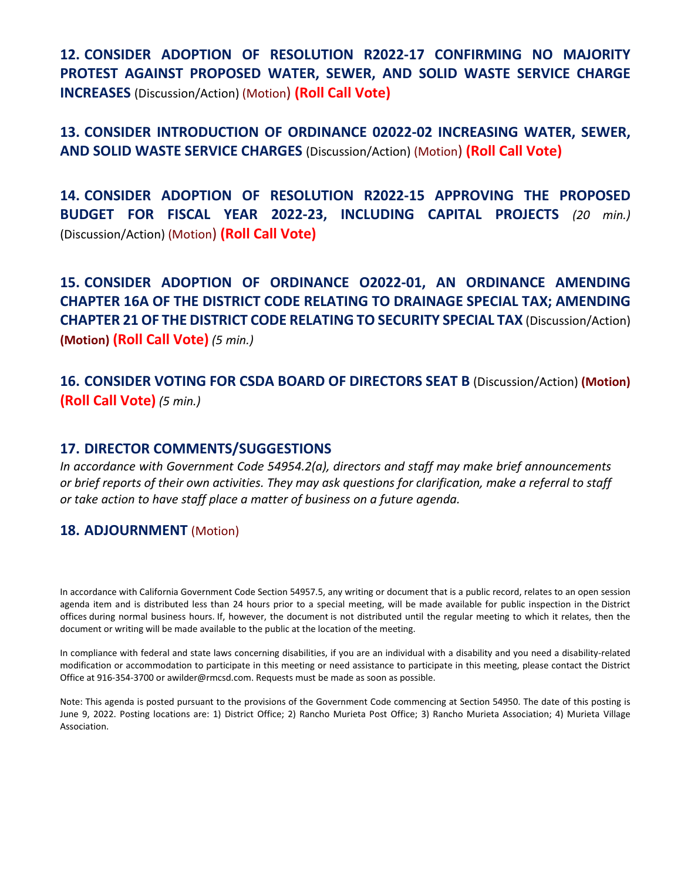**12. CONSIDER ADOPTION OF RESOLUTION R2022-17 CONFIRMING NO MAJORITY PROTEST AGAINST PROPOSED WATER, SEWER, AND SOLID WASTE SERVICE CHARGE INCREASES** (Discussion/Action) (Motion) **(Roll Call Vote)**

**13. CONSIDER INTRODUCTION OF ORDINANCE 02022-02 INCREASING WATER, SEWER, AND SOLID WASTE SERVICE CHARGES** (Discussion/Action) (Motion) **(Roll Call Vote)**

**14. CONSIDER ADOPTION OF RESOLUTION R2022-15 APPROVING THE PROPOSED BUDGET FOR FISCAL YEAR 2022-23, INCLUDING CAPITAL PROJECTS** *(20 min.)* (Discussion/Action) (Motion) **(Roll Call Vote)**

**15. CONSIDER ADOPTION OF ORDINANCE O2022-01, AN ORDINANCE AMENDING CHAPTER 16A OF THE DISTRICT CODE RELATING TO DRAINAGE SPECIAL TAX; AMENDING CHAPTER 21 OF THE DISTRICT CODE RELATING TO SECURITY SPECIAL TAX** (Discussion/Action) **(Motion)** **(Roll Call Vote)** *(5 min.)*

**16. CONSIDER VOTING FOR CSDA BOARD OF DIRECTORS SEAT B** (Discussion/Action) **(Motion)** **(Roll Call Vote)** *(5 min.)*

### 17. DIRECTOR COMMENTS/SUGGESTIONS

*In accordance with Government Code 54954.2(a), directors and staff may make brief announcements or brief reports of their own activities. They may ask questions for clarification, make a referral to staff or take action to have staff place a matter of business on a future agenda.*

### 18. ADJOURNMENT (Motion)

In accordance with California Government Code Section 54957.5, any writing or document that is a public record, relates to an open session agenda item and is distributed less than 24 hours prior to a special meeting, will be made available for public inspection in the District offices during normal business hours. If, however, the document is not distributed until the regular meeting to which it relates, then the document or writing will be made available to the public at the location of the meeting.

In compliance with federal and state laws concerning disabilities, if you are an individual with a disability and you need a disability-related modification or accommodation to participate in this meeting or need assistance to participate in this meeting, please contact the District Office at 916-354-3700 or awilder@rmcsd.com. Requests must be made as soon as possible.

Note: This agenda is posted pursuant to the provisions of the Government Code commencing at Section 54950. The date of this posting is June 9, 2022. Posting locations are: 1) District Office; 2) Rancho Murieta Post Office; 3) Rancho Murieta Association; 4) Murieta Village Association.